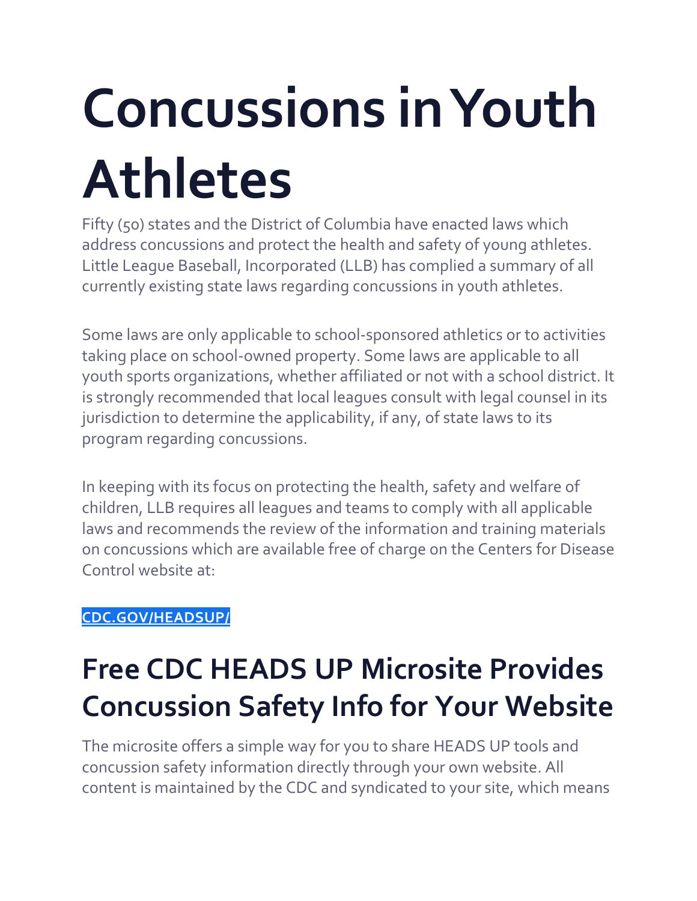# Concussions in Youth Athletes

Fifty (50) states and the District of Columbia have enacted laws which address concussions and protect the health and safety of young athletes. Little League Baseball, Incorporated (LLB) has complied a summary of all currently existing state laws regarding concussions in youth athletes.

Some laws are only applicable to school-sponsored athletics or to activities taking place on school-owned property. Some laws are applicable to all youth sports organizations, whether affiliated or not with a school district. It is strongly recommended that local leagues consult with legal counsel in its jurisdiction to determine the applicability, if any, of state laws to its program regarding concussions.

In keeping with its focus on protecting the health, safety and welfare of children, LLB requires all leagues and teams to comply with all applicable laws and recommends the review of the information and training materials on concussions which are available free of charge on the Centers for Disease Control website at:

**CDC.GOV/HEADSUP/**

## Free CDC HEADS UP Microsite Provides Concussion Safety Info for Your Website

The microsite offers a simple way for you to share HEADS UP tools and concussion safety information directly through your own website. All content is maintained by the CDC and syndicated to your site, which means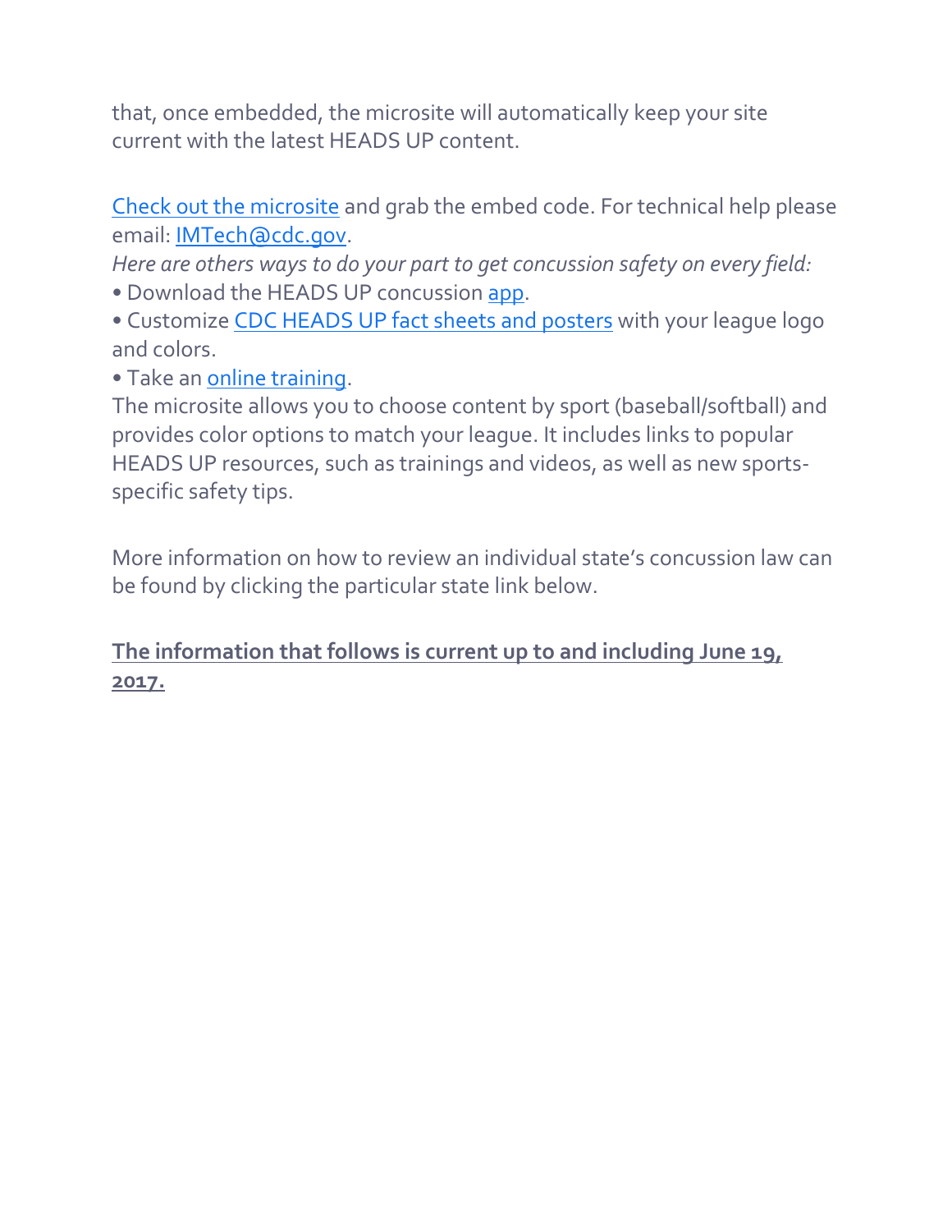that, once embedded, the microsite will automatically keep your site current with the latest HEADS UP content.

Check out the microsite and grab the embed code. For technical help please email: IMTech@cdc.gov.

*Here are others ways to do your part to get concussion safety on every field:*

- Download the HEADS UP concussion app.
- Customize CDC HEADS UP fact sheets and posters with your league logo and colors.
- Take an online training.

The microsite allows you to choose content by sport (baseball/softball) and provides color options to match your league. It includes links to popular HEADS UP resources, such as trainings and videos, as well as new sports-specific safety tips.

More information on how to review an individual state's concussion law can be found by clicking the particular state link below.

**The information that follows is current up to and including June 19, 2017.**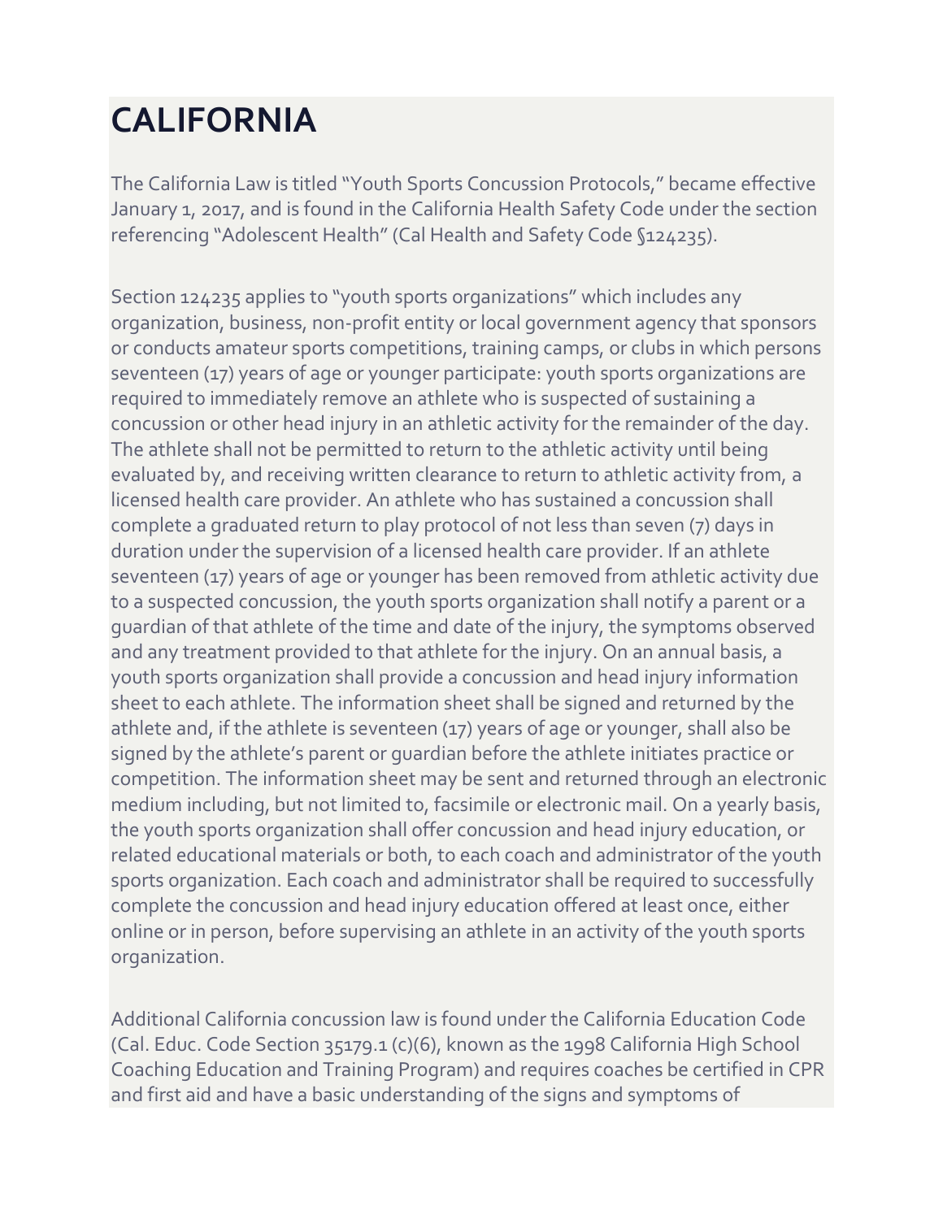# CALIFORNIA

The California Law is titled "Youth Sports Concussion Protocols," became effective January 1, 2017, and is found in the California Health Safety Code under the section referencing "Adolescent Health" (Cal Health and Safety Code §124235).

Section 124235 applies to "youth sports organizations" which includes any organization, business, non-profit entity or local government agency that sponsors or conducts amateur sports competitions, training camps, or clubs in which persons seventeen (17) years of age or younger participate: youth sports organizations are required to immediately remove an athlete who is suspected of sustaining a concussion or other head injury in an athletic activity for the remainder of the day. The athlete shall not be permitted to return to the athletic activity until being evaluated by, and receiving written clearance to return to athletic activity from, a licensed health care provider. An athlete who has sustained a concussion shall complete a graduated return to play protocol of not less than seven (7) days in duration under the supervision of a licensed health care provider. If an athlete seventeen (17) years of age or younger has been removed from athletic activity due to a suspected concussion, the youth sports organization shall notify a parent or a guardian of that athlete of the time and date of the injury, the symptoms observed and any treatment provided to that athlete for the injury. On an annual basis, a youth sports organization shall provide a concussion and head injury information sheet to each athlete. The information sheet shall be signed and returned by the athlete and, if the athlete is seventeen (17) years of age or younger, shall also be signed by the athlete's parent or guardian before the athlete initiates practice or competition. The information sheet may be sent and returned through an electronic medium including, but not limited to, facsimile or electronic mail. On a yearly basis, the youth sports organization shall offer concussion and head injury education, or related educational materials or both, to each coach and administrator of the youth sports organization. Each coach and administrator shall be required to successfully complete the concussion and head injury education offered at least once, either online or in person, before supervising an athlete in an activity of the youth sports organization.

Additional California concussion law is found under the California Education Code (Cal. Educ. Code Section 35179.1 (c)(6), known as the 1998 California High School Coaching Education and Training Program) and requires coaches be certified in CPR and first aid and have a basic understanding of the signs and symptoms of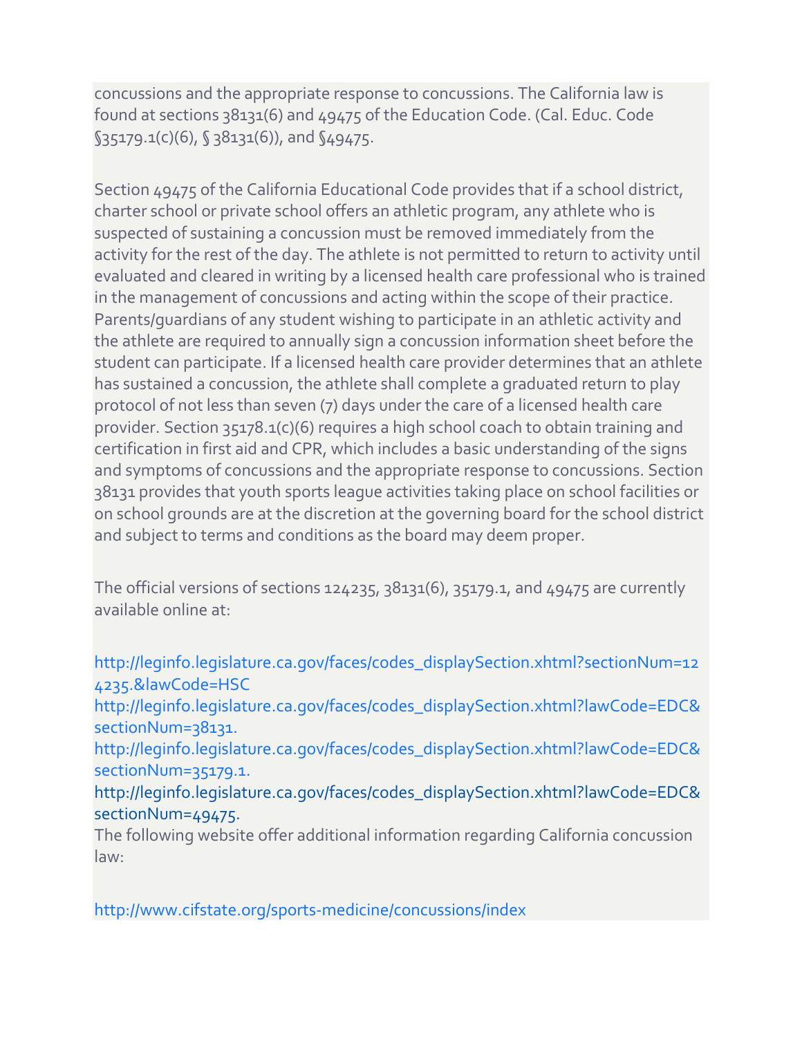concussions and the appropriate response to concussions. The California law is found at sections 38131(6) and 49475 of the Education Code. (Cal. Educ. Code §35179.1(c)(6), § 38131(6)), and §49475.

Section 49475 of the California Educational Code provides that if a school district, charter school or private school offers an athletic program, any athlete who is suspected of sustaining a concussion must be removed immediately from the activity for the rest of the day. The athlete is not permitted to return to activity until evaluated and cleared in writing by a licensed health care professional who is trained in the management of concussions and acting within the scope of their practice. Parents/guardians of any student wishing to participate in an athletic activity and the athlete are required to annually sign a concussion information sheet before the student can participate. If a licensed health care provider determines that an athlete has sustained a concussion, the athlete shall complete a graduated return to play protocol of not less than seven (7) days under the care of a licensed health care provider. Section 35178.1(c)(6) requires a high school coach to obtain training and certification in first aid and CPR, which includes a basic understanding of the signs and symptoms of concussions and the appropriate response to concussions. Section 38131 provides that youth sports league activities taking place on school facilities or on school grounds are at the discretion at the governing board for the school district and subject to terms and conditions as the board may deem proper.

The official versions of sections 124235, 38131(6), 35179.1, and 49475 are currently available online at:

http://leginfo.legislature.ca.gov/faces/codes_displaySection.xhtml?sectionNum=124235.&lawCode=HSC
http://leginfo.legislature.ca.gov/faces/codes_displaySection.xhtml?lawCode=EDC&sectionNum=38131.
http://leginfo.legislature.ca.gov/faces/codes_displaySection.xhtml?lawCode=EDC&sectionNum=35179.1.
http://leginfo.legislature.ca.gov/faces/codes_displaySection.xhtml?lawCode=EDC&sectionNum=49475.
The following website offer additional information regarding California concussion law:

http://www.cifstate.org/sports-medicine/concussions/index